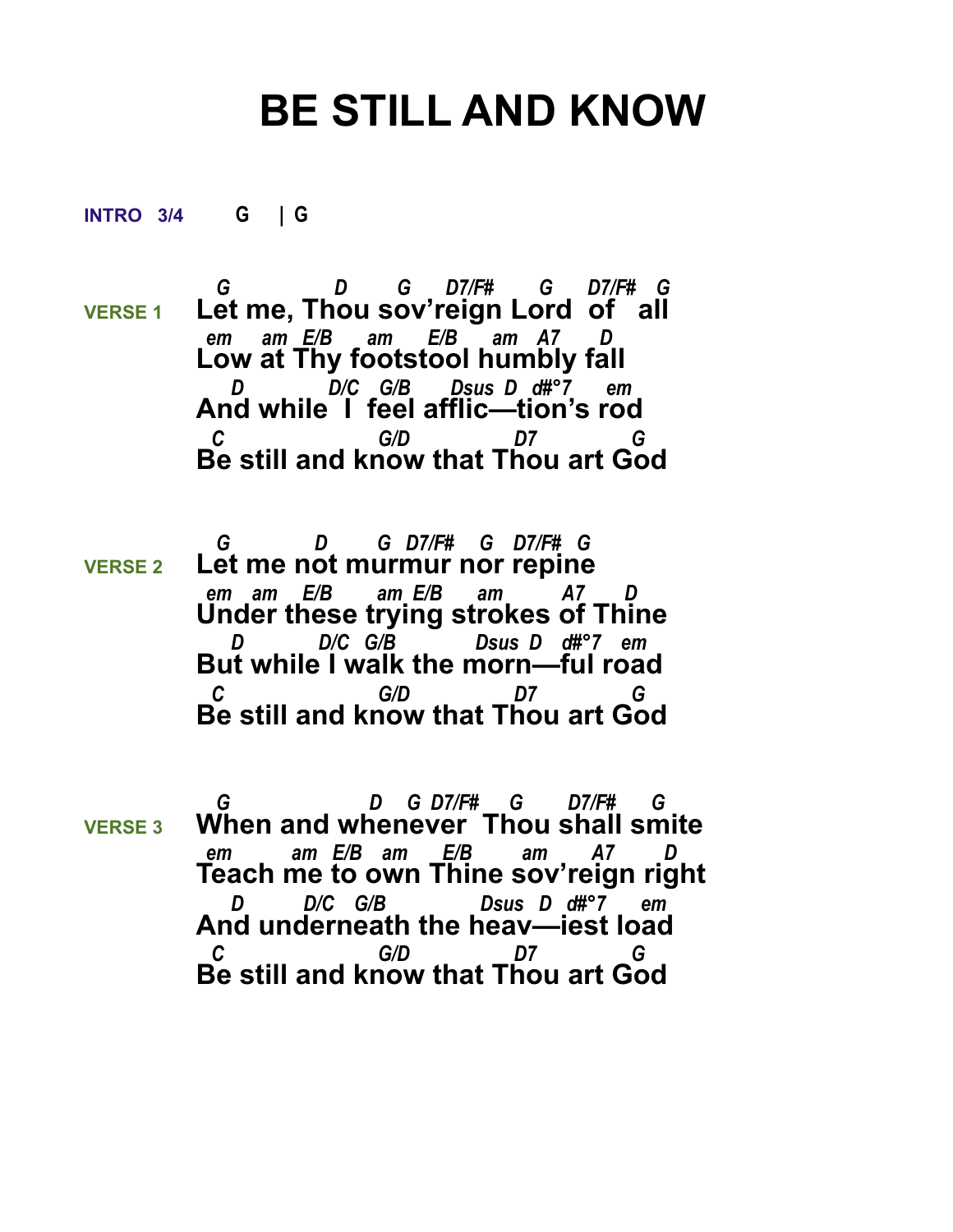# BE STILL AND KNOW

**INTRO 3/4** G | G

**VERSE 1**

```
 G           D     G    D7/F#     G    D7/F#  G
Let me, Thou sov'reign Lord  of   all
 em    am  E/B     am      E/B     am   A7      D
Low at Thy footstool humbly fall
   D          D/C   G/B       Dsus  D  d#°7      em
And while  I  feel afflic—tion's rod
 C                 G/D              D7              G
Be still and know that Thou art God
```

**VERSE 2**

```
 G          D       G  D7/F#    G   D7/F#  G
Let me not murmur nor repine
 em   am     E/B      am  E/B      am          A7      D
Under these trying strokes of Thine
   D           D/C  G/B              Dsus  D   d#°7   em
But while I walk the morn—ful road
 C                 G/D              D7              G
Be still and know that Thou art God
```

**VERSE 3**

```
 G                    D    G  D7/F#     G       D7/F#     G
When and whenever  Thou shall smite
 em         am  E/B   am     E/B        am       A7        D
Teach me to own Thine sov'reign right
   D        D/C   G/B               Dsus  D  d#°7      em
And underneath the heav—iest load
 C                 G/D              D7              G
Be still and know that Thou art God
```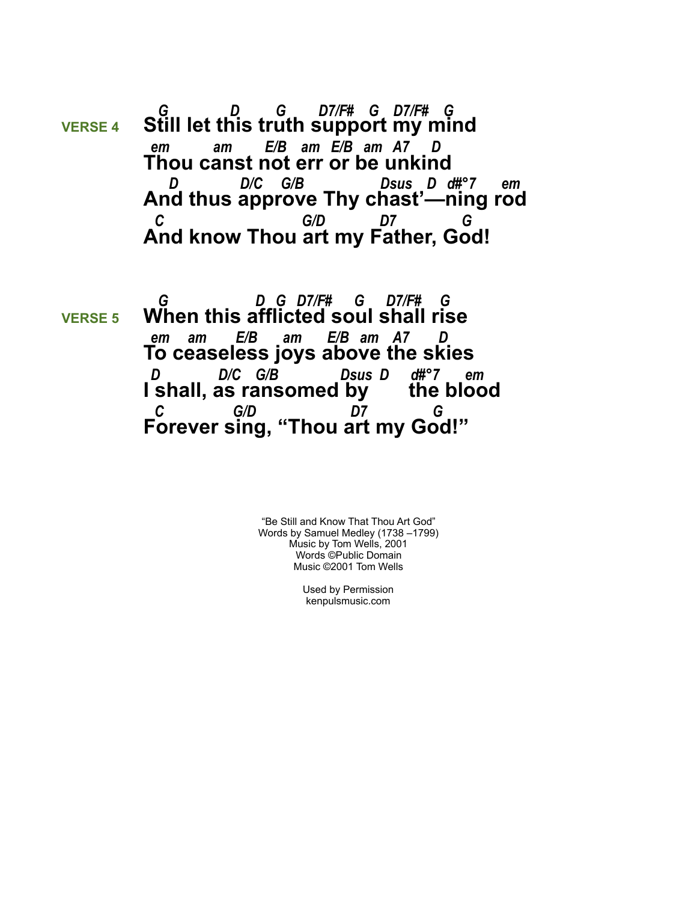**VERSE 4**

```
 G          D      G       D7/F#   G   D7/F#   G
Still let this truth support my mind
 em        am       E/B   am  E/B  am  A7     D
Thou canst not err or be unkind
   D            D/C    G/B                Dsus   D  d#°7      em
And thus approve Thy chast'—ning rod
 C                        G/D           D7            G
And know Thou art my Father, God!
```

**VERSE 5**

```
 G                  D  G   D7/F#     G     D7/F#    G
When this afflicted soul shall rise
 em    am      E/B      am      E/B  am   A7      D
To ceaseless joys above the skies
 D          D/C   G/B              Dsus  D      d#°7      em
I shall, as ransomed by        the blood
 C               G/D                 D7             G
Forever sing, "Thou art my God!"
```

"Be Still and Know That Thou Art God"
Words by Samuel Medley (1738 –1799)
Music by Tom Wells, 2001
Words ©Public Domain
Music ©2001 Tom Wells

Used by Permission
kenpulsmusic.com